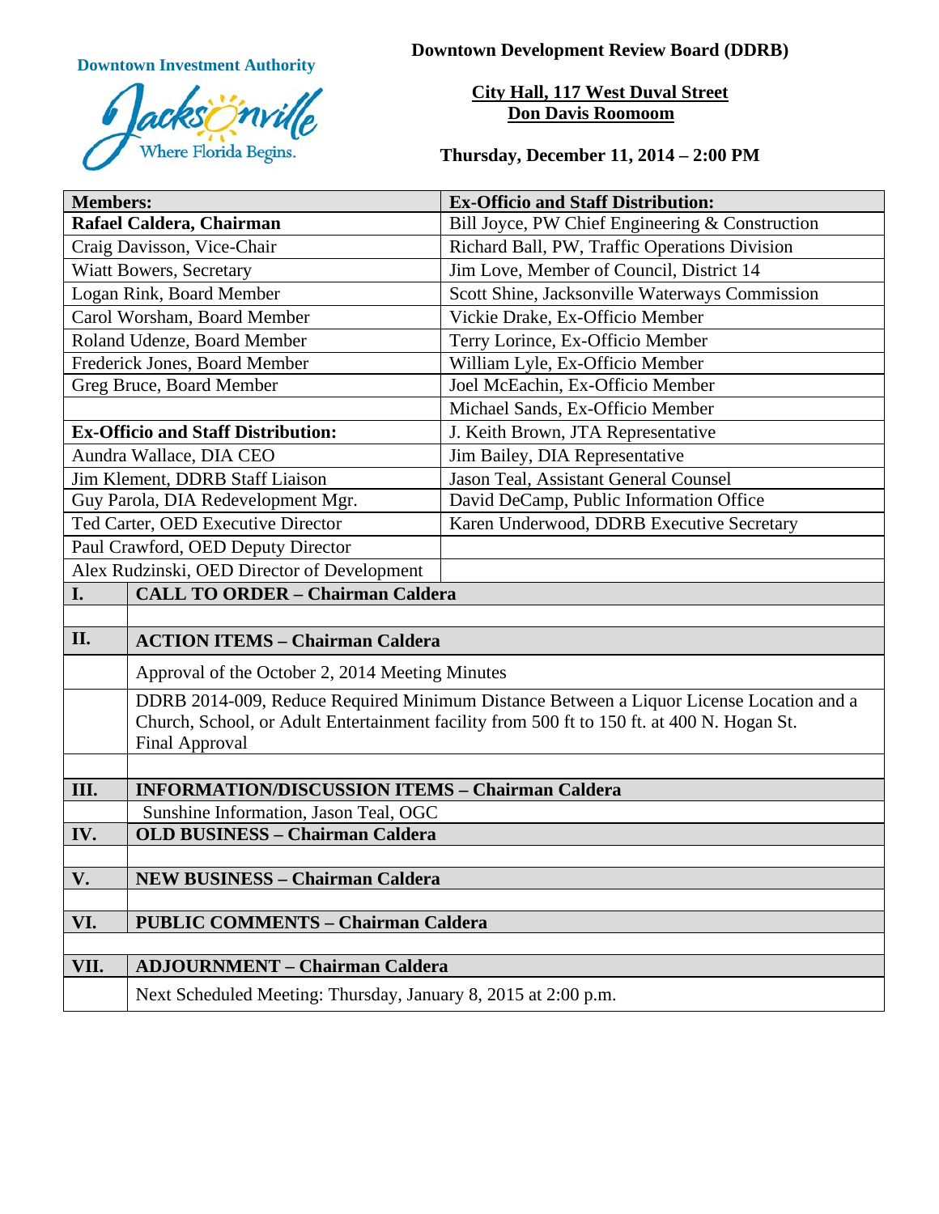**Downtown Investment Authority**

**Downtown Development Review Board (DDRB)**

**City Hall, 117 West Duval Street**
**Don Davis Roomoom**

**Thursday, December 11, 2014 – 2:00 PM**

| **Members:** | **Ex-Officio and Staff Distribution:** |
|---|---|
| **Rafael Caldera, Chairman** | Bill Joyce, PW Chief Engineering & Construction |
| Craig Davisson, Vice-Chair | Richard Ball, PW, Traffic Operations Division |
| Wiatt Bowers, Secretary | Jim Love, Member of Council, District 14 |
| Logan Rink, Board Member | Scott Shine, Jacksonville Waterways Commission |
| Carol Worsham, Board Member | Vickie Drake, Ex-Officio Member |
| Roland Udenze, Board Member | Terry Lorince, Ex-Officio Member |
| Frederick Jones, Board Member | William Lyle, Ex-Officio Member |
| Greg Bruce, Board Member | Joel McEachin, Ex-Officio Member |
| | Michael Sands, Ex-Officio Member |
| **Ex-Officio and Staff Distribution:** | J. Keith Brown, JTA Representative |
| Aundra Wallace, DIA CEO | Jim Bailey, DIA Representative |
| Jim Klement, DDRB Staff Liaison | Jason Teal, Assistant General Counsel |
| Guy Parola, DIA Redevelopment Mgr. | David DeCamp, Public Information Office |
| Ted Carter, OED Executive Director | Karen Underwood, DDRB Executive Secretary |
| Paul Crawford, OED Deputy Director | |
| Alex Rudzinski, OED Director of Development | |

| | |
|---|---|
| **I.** | **CALL TO ORDER – Chairman Caldera** |
| | |
| **II.** | **ACTION ITEMS – Chairman Caldera** |
| | Approval of the October 2, 2014 Meeting Minutes |
| | DDRB 2014-009, Reduce Required Minimum Distance Between a Liquor License Location and a Church, School, or Adult Entertainment facility from 500 ft to 150 ft. at 400 N. Hogan St. Final Approval |
| | |
| **III.** | **INFORMATION/DISCUSSION ITEMS – Chairman Caldera** |
| | Sunshine Information, Jason Teal, OGC |
| **IV.** | **OLD BUSINESS – Chairman Caldera** |
| | |
| **V.** | **NEW BUSINESS – Chairman Caldera** |
| | |
| **VI.** | **PUBLIC COMMENTS – Chairman Caldera** |
| | |
| **VII.** | **ADJOURNMENT – Chairman Caldera** |
| | Next Scheduled Meeting: Thursday, January 8, 2015 at 2:00 p.m. |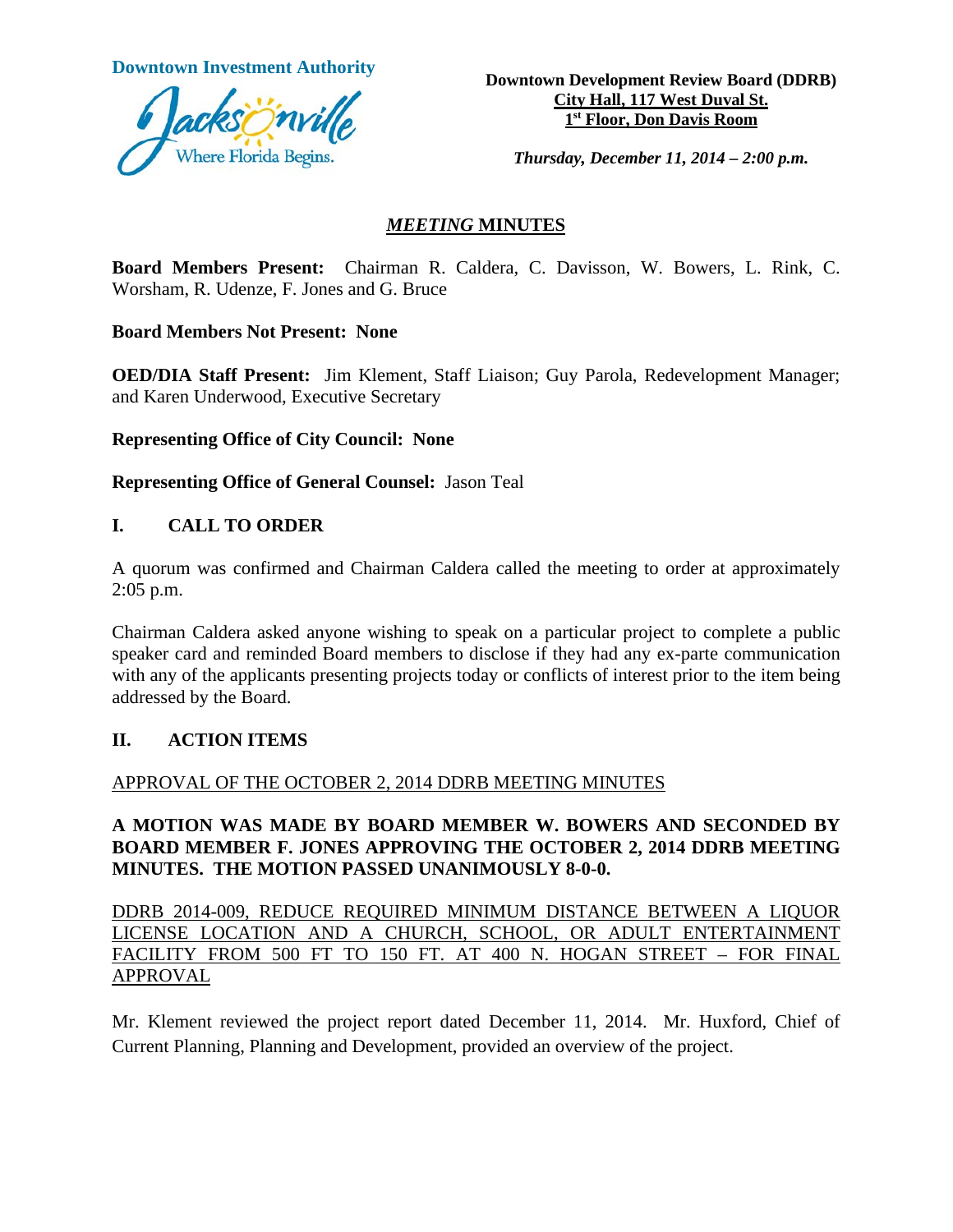**Downtown Investment Authority**

**Downtown Development Review Board (DDRB)**
**City Hall, 117 West Duval St.**
**1st Floor, Don Davis Room**

***Thursday, December 11, 2014 – 2:00 p.m.***

## *MEETING* MINUTES

**Board Members Present:** Chairman R. Caldera, C. Davisson, W. Bowers, L. Rink, C. Worsham, R. Udenze, F. Jones and G. Bruce

**Board Members Not Present: None**

**OED/DIA Staff Present:** Jim Klement, Staff Liaison; Guy Parola, Redevelopment Manager; and Karen Underwood, Executive Secretary

**Representing Office of City Council: None**

**Representing Office of General Counsel:** Jason Teal

## I. CALL TO ORDER

A quorum was confirmed and Chairman Caldera called the meeting to order at approximately 2:05 p.m.

Chairman Caldera asked anyone wishing to speak on a particular project to complete a public speaker card and reminded Board members to disclose if they had any ex-parte communication with any of the applicants presenting projects today or conflicts of interest prior to the item being addressed by the Board.

## II. ACTION ITEMS

APPROVAL OF THE OCTOBER 2, 2014 DDRB MEETING MINUTES

**A MOTION WAS MADE BY BOARD MEMBER W. BOWERS AND SECONDED BY BOARD MEMBER F. JONES APPROVING THE OCTOBER 2, 2014 DDRB MEETING MINUTES. THE MOTION PASSED UNANIMOUSLY 8-0-0.**

DDRB 2014-009, REDUCE REQUIRED MINIMUM DISTANCE BETWEEN A LIQUOR LICENSE LOCATION AND A CHURCH, SCHOOL, OR ADULT ENTERTAINMENT FACILITY FROM 500 FT TO 150 FT. AT 400 N. HOGAN STREET – FOR FINAL APPROVAL

Mr. Klement reviewed the project report dated December 11, 2014. Mr. Huxford, Chief of Current Planning, Planning and Development, provided an overview of the project.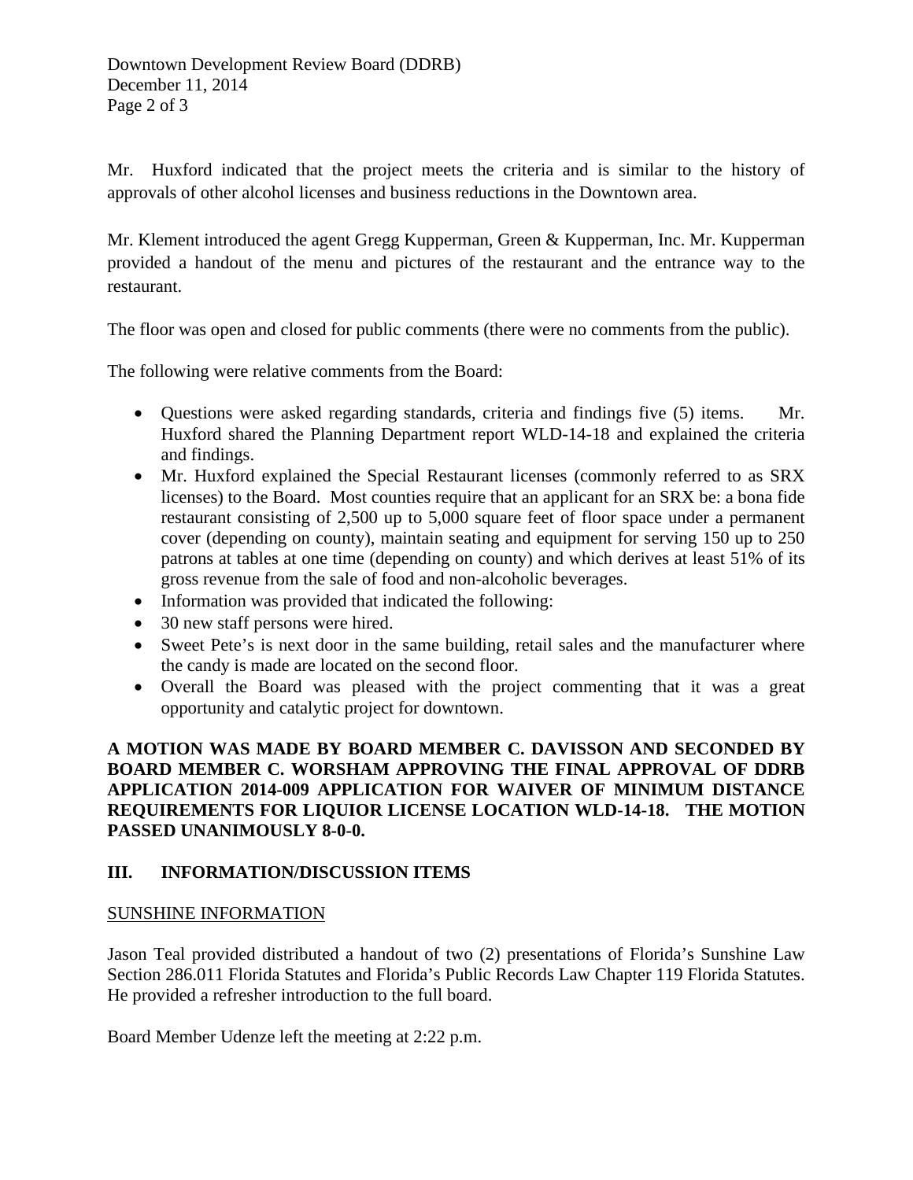Mr. Huxford indicated that the project meets the criteria and is similar to the history of approvals of other alcohol licenses and business reductions in the Downtown area.

Mr. Klement introduced the agent Gregg Kupperman, Green & Kupperman, Inc. Mr. Kupperman provided a handout of the menu and pictures of the restaurant and the entrance way to the restaurant.

The floor was open and closed for public comments (there were no comments from the public).

The following were relative comments from the Board:

- Questions were asked regarding standards, criteria and findings five (5) items. Mr. Huxford shared the Planning Department report WLD-14-18 and explained the criteria and findings.
- Mr. Huxford explained the Special Restaurant licenses (commonly referred to as SRX licenses) to the Board. Most counties require that an applicant for an SRX be: a bona fide restaurant consisting of 2,500 up to 5,000 square feet of floor space under a permanent cover (depending on county), maintain seating and equipment for serving 150 up to 250 patrons at tables at one time (depending on county) and which derives at least 51% of its gross revenue from the sale of food and non-alcoholic beverages.
- Information was provided that indicated the following:
- 30 new staff persons were hired.
- Sweet Pete's is next door in the same building, retail sales and the manufacturer where the candy is made are located on the second floor.
- Overall the Board was pleased with the project commenting that it was a great opportunity and catalytic project for downtown.

**A MOTION WAS MADE BY BOARD MEMBER C. DAVISSON AND SECONDED BY BOARD MEMBER C. WORSHAM APPROVING THE FINAL APPROVAL OF DDRB APPLICATION 2014-009 APPLICATION FOR WAIVER OF MINIMUM DISTANCE REQUIREMENTS FOR LIQUIOR LICENSE LOCATION WLD-14-18. THE MOTION PASSED UNANIMOUSLY 8-0-0.**

## III. INFORMATION/DISCUSSION ITEMS

SUNSHINE INFORMATION

Jason Teal provided distributed a handout of two (2) presentations of Florida's Sunshine Law Section 286.011 Florida Statutes and Florida's Public Records Law Chapter 119 Florida Statutes. He provided a refresher introduction to the full board.

Board Member Udenze left the meeting at 2:22 p.m.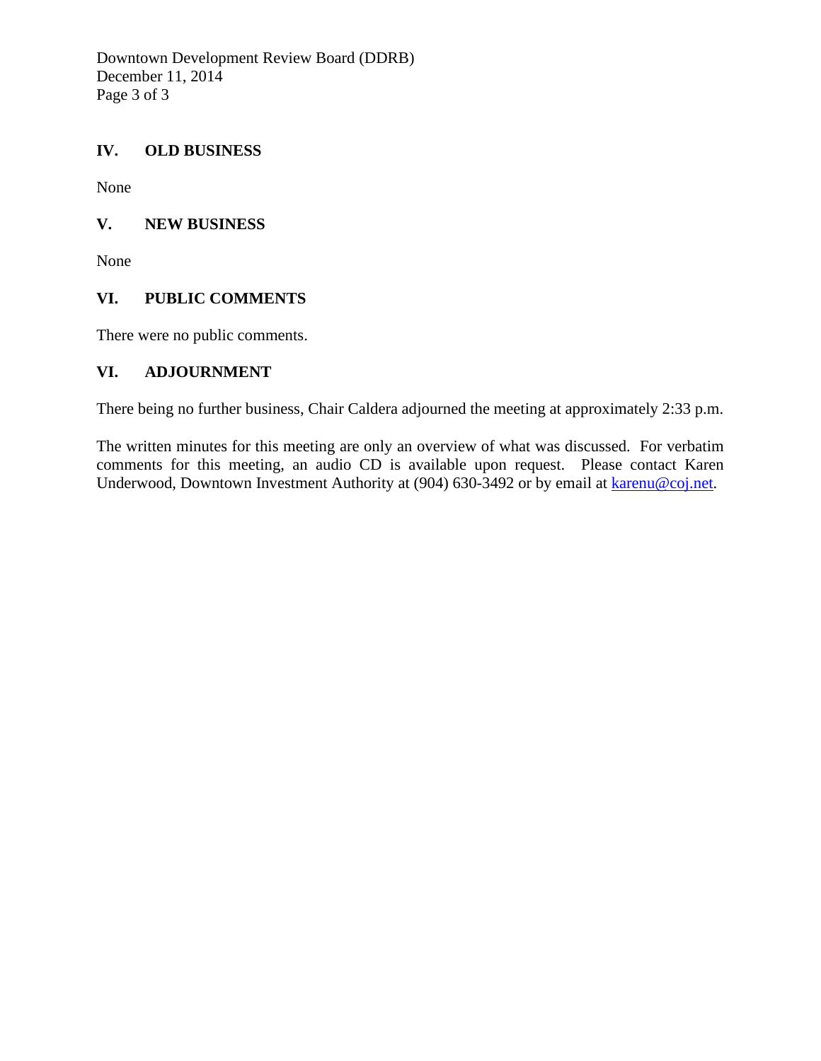## IV. OLD BUSINESS

None

## V. NEW BUSINESS

None

## VI. PUBLIC COMMENTS

There were no public comments.

## VI. ADJOURNMENT

There being no further business, Chair Caldera adjourned the meeting at approximately 2:33 p.m.

The written minutes for this meeting are only an overview of what was discussed. For verbatim comments for this meeting, an audio CD is available upon request. Please contact Karen Underwood, Downtown Investment Authority at (904) 630-3492 or by email at karenu@coj.net.